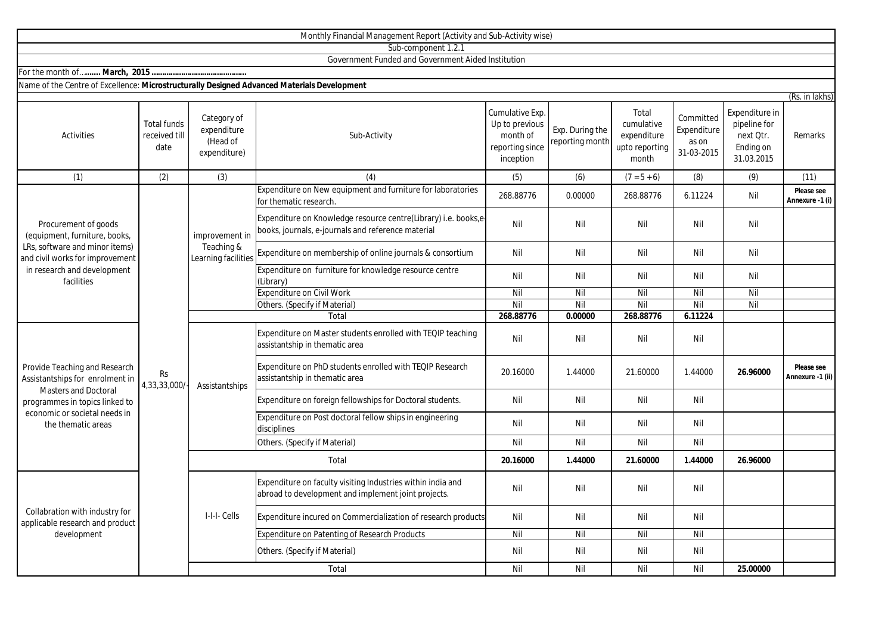Monthly Financial Management Report (Activity and Sub-Activity wise)

Sub-component 1.2.1

Government Funded and Government Aided Institution

For the month of…**….. March, 2015 ……………………………..**

Name of the Centre of Excellence: **Microstructurally Designed Advanced Materials Development**

(Rs. in lakhs)

| Activities | Total funds received till date | Category of expenditure (Head of expenditure) | Sub-Activity | Cumulative Exp. Up to previous month of reporting since inception | Exp. During the reporting month | Total cumulative expenditure upto reporting month | Committed Expenditure as on 31-03-2015 | Expenditure in pipeline for next Qtr. Ending on 31.03.2015 | Remarks |
|---|---|---|---|---|---|---|---|---|---|
| (1) | (2) | (3) | (4) | (5) | (6) | (7 = 5 + 6) | (8) | (9) | (11) |
| Procurement of goods (equipment, furniture, books, LRs, software and minor items) and civil works for improvement in research and development facilities | Rs 4,33,33,000/- | improvement in Teaching & Learning facilities | Expenditure on New equipment and furniture for laboratories for thematic research. | 268.88776 | 0.00000 | 268.88776 | 6.11224 | Nil | **Please see Annexure -1 (i)** |
| | | | Expenditure on Knowledge resource centre(Library) i.e. books,e-books, journals, e-journals and reference material | Nil | Nil | Nil | Nil | Nil | |
| | | | Expenditure on membership of online journals & consortium | Nil | Nil | Nil | Nil | Nil | |
| | | | Expenditure on furniture for knowledge resource centre (Library) | Nil | Nil | Nil | Nil | Nil | |
| | | | Expenditure on Civil Work | Nil | Nil | Nil | Nil | Nil | |
| | | | Others. (Specify if Material) | Nil | Nil | Nil | Nil | Nil | |
| | | | Total | **268.88776** | **0.00000** | **268.88776** | **6.11224** | | |
| Provide Teaching and Research Assistantships for enrolment in Masters and Doctoral programmes in topics linked to economic or societal needs in the thematic areas | | Assistantships | Expenditure on Master students enrolled with TEQIP teaching assistantship in thematic area | Nil | Nil | Nil | Nil | | |
| | | | Expenditure on PhD students enrolled with TEQIP Research assistantship in thematic area | 20.16000 | 1.44000 | 21.60000 | 1.44000 | **26.96000** | **Please see Annexure -1 (ii)** |
| | | | Expenditure on foreign fellowships for Doctoral students. | Nil | Nil | Nil | Nil | | |
| | | | Expenditure on Post doctoral fellow ships in engineering disciplines | Nil | Nil | Nil | Nil | | |
| | | | Others. (Specify if Material) | Nil | Nil | Nil | Nil | | |
| | | | Total | **20.16000** | **1.44000** | **21.60000** | **1.44000** | **26.96000** | |
| Collabration with industry for applicable research and product development | | I-I-I- Cells | Expenditure on faculty visiting Industries within india and abroad to development and implement joint projects. | Nil | Nil | Nil | Nil | | |
| | | | Expenditure incured on Commercialization of research products | Nil | Nil | Nil | Nil | | |
| | | | Expenditure on Patenting of Research Products | Nil | Nil | Nil | Nil | | |
| | | | Others. (Specify if Material) | Nil | Nil | Nil | Nil | | |
| | | | Total | Nil | Nil | Nil | Nil | **25.00000** | |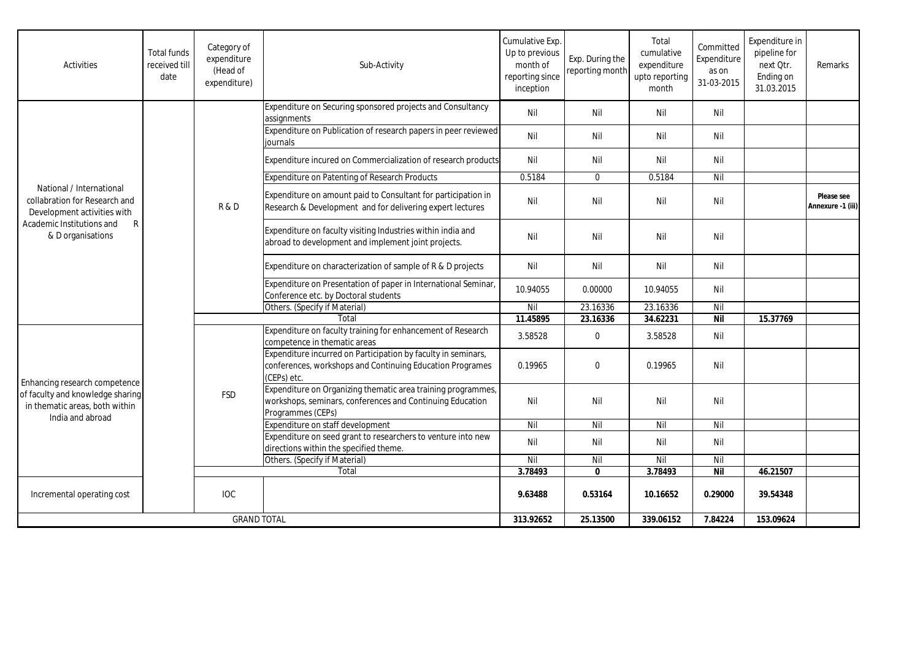| Activities | Total funds received till date | Category of expenditure (Head of expenditure) | Sub-Activity | Cumulative Exp. Up to previous month of reporting since inception | Exp. During the reporting month | Total cumulative expenditure upto reporting month | Committed Expenditure as on 31-03-2015 | Expenditure in pipeline for next Qtr. Ending on 31.03.2015 | Remarks |
|---|---|---|---|---|---|---|---|---|---|
| National / International collabration for Research and Development activities with Academic Institutions and R & D organisations | | R & D | Expenditure on Securing sponsored projects and Consultancy assignments | Nil | Nil | Nil | Nil | | |
| | | | Expenditure on Publication of research papers in peer reviewed journals | Nil | Nil | Nil | Nil | | |
| | | | Expenditure incured on Commercialization of research products | Nil | Nil | Nil | Nil | | |
| | | | Expenditure on Patenting of Research Products | 0.5184 | 0 | 0.5184 | Nil | | |
| | | | Expenditure on amount paid to Consultant for participation in Research & Development and for delivering expert lectures | Nil | Nil | Nil | Nil | | **Please see Annexure -1 (iii)** |
| | | | Expenditure on faculty visiting Industries within india and abroad to development and implement joint projects. | Nil | Nil | Nil | Nil | | |
| | | | Expenditure on characterization of sample of R & D projects | Nil | Nil | Nil | Nil | | |
| | | | Expenditure on Presentation of paper in International Seminar, Conference etc. by Doctoral students | 10.94055 | 0.00000 | 10.94055 | Nil | | |
| | | | Others. (Specify if Material) | Nil | 23.16336 | 23.16336 | Nil | | |
| | | Total | | **11.45895** | **23.16336** | **34.62231** | **Nil** | **15.37769** | |
| Enhancing research competence of faculty and knowledge sharing in thematic areas, both within India and abroad | | FSD | Expenditure on faculty training for enhancement of Research competence in thematic areas | 3.58528 | 0 | 3.58528 | Nil | | |
| | | | Expenditure incurred on Participation by faculty in seminars, conferences, workshops and Continuing Education Programes (CEPs) etc. | 0.19965 | 0 | 0.19965 | Nil | | |
| | | | Expenditure on Organizing thematic area training programmes, workshops, seminars, conferences and Continuing Education Programmes (CEPs) | Nil | Nil | Nil | Nil | | |
| | | | Expenditure on staff development | Nil | Nil | Nil | Nil | | |
| | | | Expenditure on seed grant to researchers to venture into new directions within the specified theme. | Nil | Nil | Nil | Nil | | |
| | | | Others. (Specify if Material) | Nil | Nil | Nil | Nil | | |
| | | Total | | **3.78493** | **0** | **3.78493** | **Nil** | **46.21507** | |
| Incremental operating cost | | IOC | | **9.63488** | **0.53164** | **10.16652** | **0.29000** | **39.54348** | |
| GRAND TOTAL | | | | **313.92652** | **25.13500** | **339.06152** | **7.84224** | **153.09624** | |